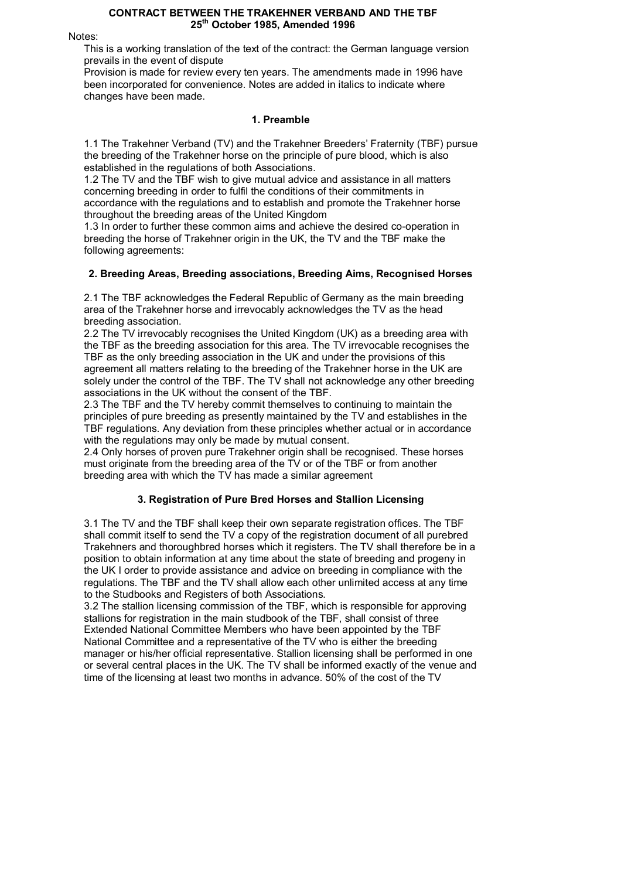**CONTRACT BETWEEN THE TRAKEHNER VERBAND AND THE TBF**
**25th October 1985, Amended 1996**

Notes:

This is a working translation of the text of the contract: the German language version prevails in the event of dispute

Provision is made for review every ten years. The amendments made in 1996 have been incorporated for convenience. Notes are added in italics to indicate where changes have been made.

## 1. Preamble

1.1 The Trakehner Verband (TV) and the Trakehner Breeders' Fraternity (TBF) pursue the breeding of the Trakehner horse on the principle of pure blood, which is also established in the regulations of both Associations.

1.2 The TV and the TBF wish to give mutual advice and assistance in all matters concerning breeding in order to fulfil the conditions of their commitments in accordance with the regulations and to establish and promote the Trakehner horse throughout the breeding areas of the United Kingdom

1.3 In order to further these common aims and achieve the desired co-operation in breeding the horse of Trakehner origin in the UK, the TV and the TBF make the following agreements:

## 2. Breeding Areas, Breeding associations, Breeding Aims, Recognised Horses

2.1 The TBF acknowledges the Federal Republic of Germany as the main breeding area of the Trakehner horse and irrevocably acknowledges the TV as the head breeding association.

2.2 The TV irrevocably recognises the United Kingdom (UK) as a breeding area with the TBF as the breeding association for this area. The TV irrevocable recognises the TBF as the only breeding association in the UK and under the provisions of this agreement all matters relating to the breeding of the Trakehner horse in the UK are solely under the control of the TBF. The TV shall not acknowledge any other breeding associations in the UK without the consent of the TBF.

2.3 The TBF and the TV hereby commit themselves to continuing to maintain the principles of pure breeding as presently maintained by the TV and establishes in the TBF regulations. Any deviation from these principles whether actual or in accordance with the regulations may only be made by mutual consent.

2.4 Only horses of proven pure Trakehner origin shall be recognised. These horses must originate from the breeding area of the TV or of the TBF or from another breeding area with which the TV has made a similar agreement

## 3. Registration of Pure Bred Horses and Stallion Licensing

3.1 The TV and the TBF shall keep their own separate registration offices. The TBF shall commit itself to send the TV a copy of the registration document of all purebred Trakehners and thoroughbred horses which it registers. The TV shall therefore be in a position to obtain information at any time about the state of breeding and progeny in the UK I order to provide assistance and advice on breeding in compliance with the regulations. The TBF and the TV shall allow each other unlimited access at any time to the Studbooks and Registers of both Associations.

3.2 The stallion licensing commission of the TBF, which is responsible for approving stallions for registration in the main studbook of the TBF, shall consist of three Extended National Committee Members who have been appointed by the TBF National Committee and a representative of the TV who is either the breeding manager or his/her official representative. Stallion licensing shall be performed in one or several central places in the UK. The TV shall be informed exactly of the venue and time of the licensing at least two months in advance. 50% of the cost of the TV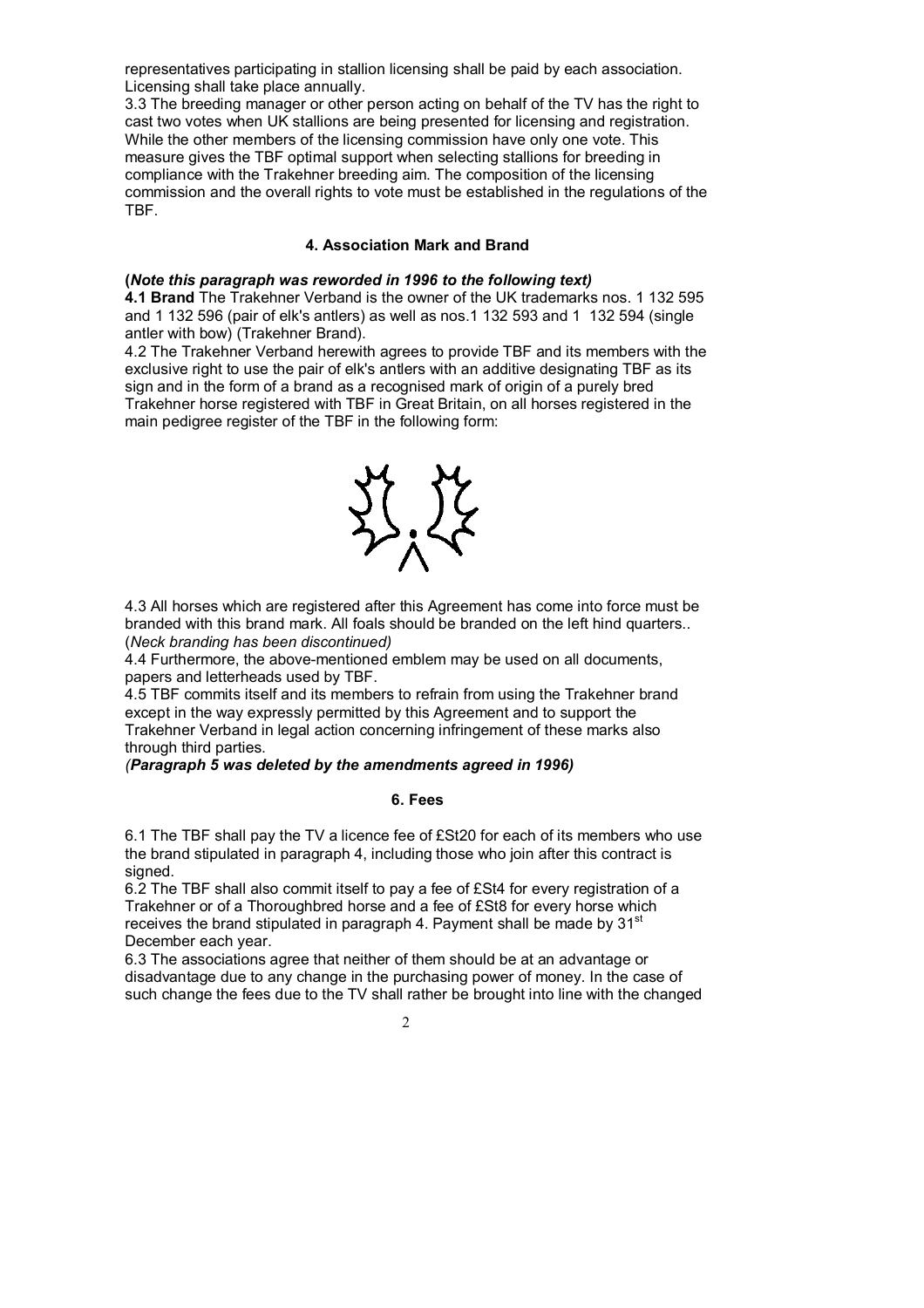representatives participating in stallion licensing shall be paid by each association. Licensing shall take place annually.

3.3 The breeding manager or other person acting on behalf of the TV has the right to cast two votes when UK stallions are being presented for licensing and registration. While the other members of the licensing commission have only one vote. This measure gives the TBF optimal support when selecting stallions for breeding in compliance with the Trakehner breeding aim. The composition of the licensing commission and the overall rights to vote must be established in the regulations of the TBF.

#### 4. Association Mark and Brand

**(*Note this paragraph was reworded in 1996 to the following text)***

**4.1 Brand** The Trakehner Verband is the owner of the UK trademarks nos. 1 132 595 and 1 132 596 (pair of elk's antlers) as well as nos.1 132 593 and 1 132 594 (single antler with bow) (Trakehner Brand).

4.2 The Trakehner Verband herewith agrees to provide TBF and its members with the exclusive right to use the pair of elk's antlers with an additive designating TBF as its sign and in the form of a brand as a recognised mark of origin of a purely bred Trakehner horse registered with TBF in Great Britain, on all horses registered in the main pedigree register of the TBF in the following form:

4.3 All horses which are registered after this Agreement has come into force must be branded with this brand mark. All foals should be branded on the left hind quarters.. (*Neck branding has been discontinued)*

4.4 Furthermore, the above-mentioned emblem may be used on all documents, papers and letterheads used by TBF.

4.5 TBF commits itself and its members to refrain from using the Trakehner brand except in the way expressly permitted by this Agreement and to support the Trakehner Verband in legal action concerning infringement of these marks also through third parties.

***(Paragraph 5 was deleted by the amendments agreed in 1996)***

#### 6. Fees

6.1 The TBF shall pay the TV a licence fee of £St20 for each of its members who use the brand stipulated in paragraph 4, including those who join after this contract is signed.

6.2 The TBF shall also commit itself to pay a fee of £St4 for every registration of a Trakehner or of a Thoroughbred horse and a fee of £St8 for every horse which receives the brand stipulated in paragraph 4. Payment shall be made by 31st December each year.

6.3 The associations agree that neither of them should be at an advantage or disadvantage due to any change in the purchasing power of money. In the case of such change the fees due to the TV shall rather be brought into line with the changed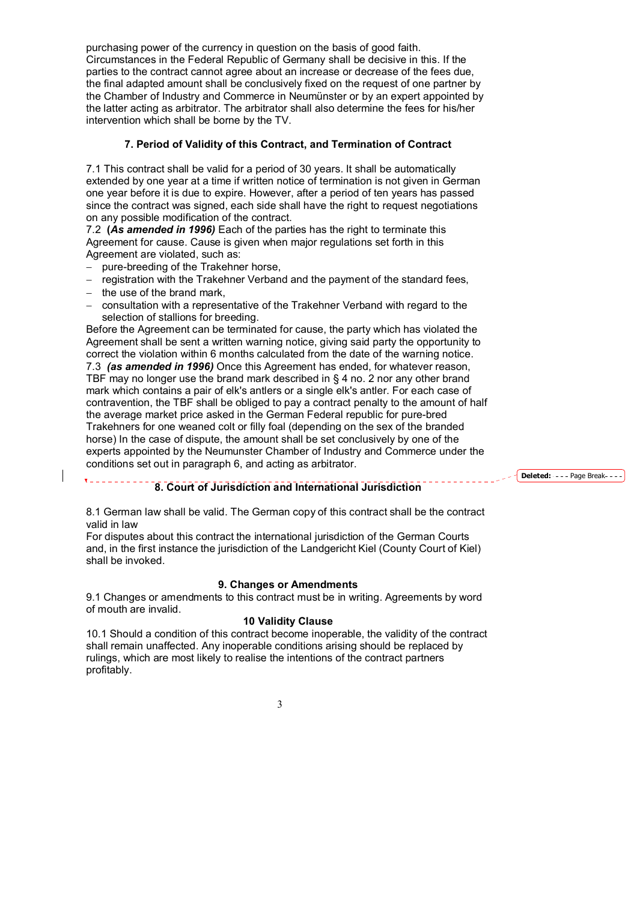purchasing power of the currency in question on the basis of good faith. Circumstances in the Federal Republic of Germany shall be decisive in this. If the parties to the contract cannot agree about an increase or decrease of the fees due, the final adapted amount shall be conclusively fixed on the request of one partner by the Chamber of Industry and Commerce in Neumünster or by an expert appointed by the latter acting as arbitrator. The arbitrator shall also determine the fees for his/her intervention which shall be borne by the TV.

### 7. Period of Validity of this Contract, and Termination of Contract

7.1 This contract shall be valid for a period of 30 years. It shall be automatically extended by one year at a time if written notice of termination is not given in German one year before it is due to expire. However, after a period of ten years has passed since the contract was signed, each side shall have the right to request negotiations on any possible modification of the contract.

7.2 **(*As amended in 1996)*** Each of the parties has the right to terminate this Agreement for cause. Cause is given when major regulations set forth in this Agreement are violated, such as:

- pure-breeding of the Trakehner horse,
- registration with the Trakehner Verband and the payment of the standard fees,
- the use of the brand mark,
- consultation with a representative of the Trakehner Verband with regard to the selection of stallions for breeding.

Before the Agreement can be terminated for cause, the party which has violated the Agreement shall be sent a written warning notice, giving said party the opportunity to correct the violation within 6 months calculated from the date of the warning notice.

7.3 ***(as amended in 1996)*** Once this Agreement has ended, for whatever reason, TBF may no longer use the brand mark described in § 4 no. 2 nor any other brand mark which contains a pair of elk's antlers or a single elk's antler. For each case of contravention, the TBF shall be obliged to pay a contract penalty to the amount of half the average market price asked in the German Federal republic for pure-bred Trakehners for one weaned colt or filly foal (depending on the sex of the branded horse) In the case of dispute, the amount shall be set conclusively by one of the experts appointed by the Neumunster Chamber of Industry and Commerce under the conditions set out in paragraph 6, and acting as arbitrator.

### 8. Court of Jurisdiction and International Jurisdiction

8.1 German law shall be valid. The German copy of this contract shall be the contract valid in law

For disputes about this contract the international jurisdiction of the German Courts and, in the first instance the jurisdiction of the Landgericht Kiel (County Court of Kiel) shall be invoked.

### 9. Changes or Amendments

9.1 Changes or amendments to this contract must be in writing. Agreements by word of mouth are invalid.

### 10 Validity Clause

10.1 Should a condition of this contract become inoperable, the validity of the contract shall remain unaffected. Any inoperable conditions arising should be replaced by rulings, which are most likely to realise the intentions of the contract partners profitably.